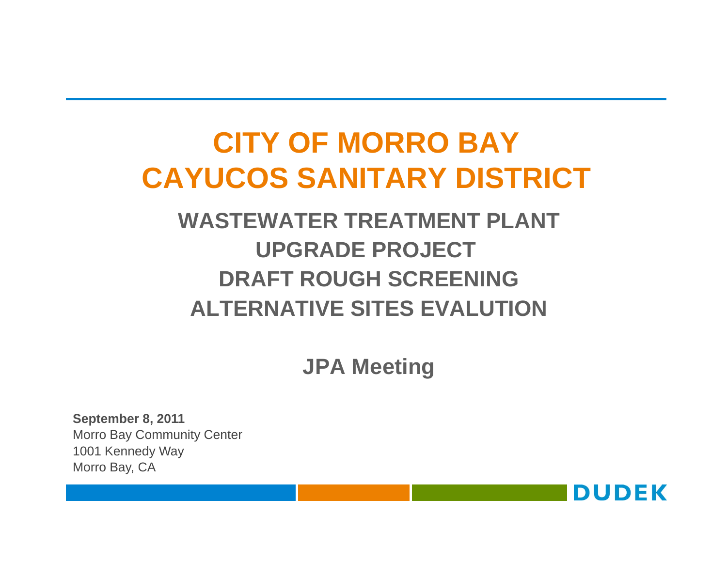# CITY OF MORRO BAY
# CAYUCOS SANITARY DISTRICT

## WASTEWATER TREATMENT PLANT UPGRADE PROJECT DRAFT ROUGH SCREENING ALTERNATIVE SITES EVALUTION

### JPA Meeting

**September 8, 2011**
Morro Bay Community Center
1001 Kennedy Way
Morro Bay, CA

DUDEK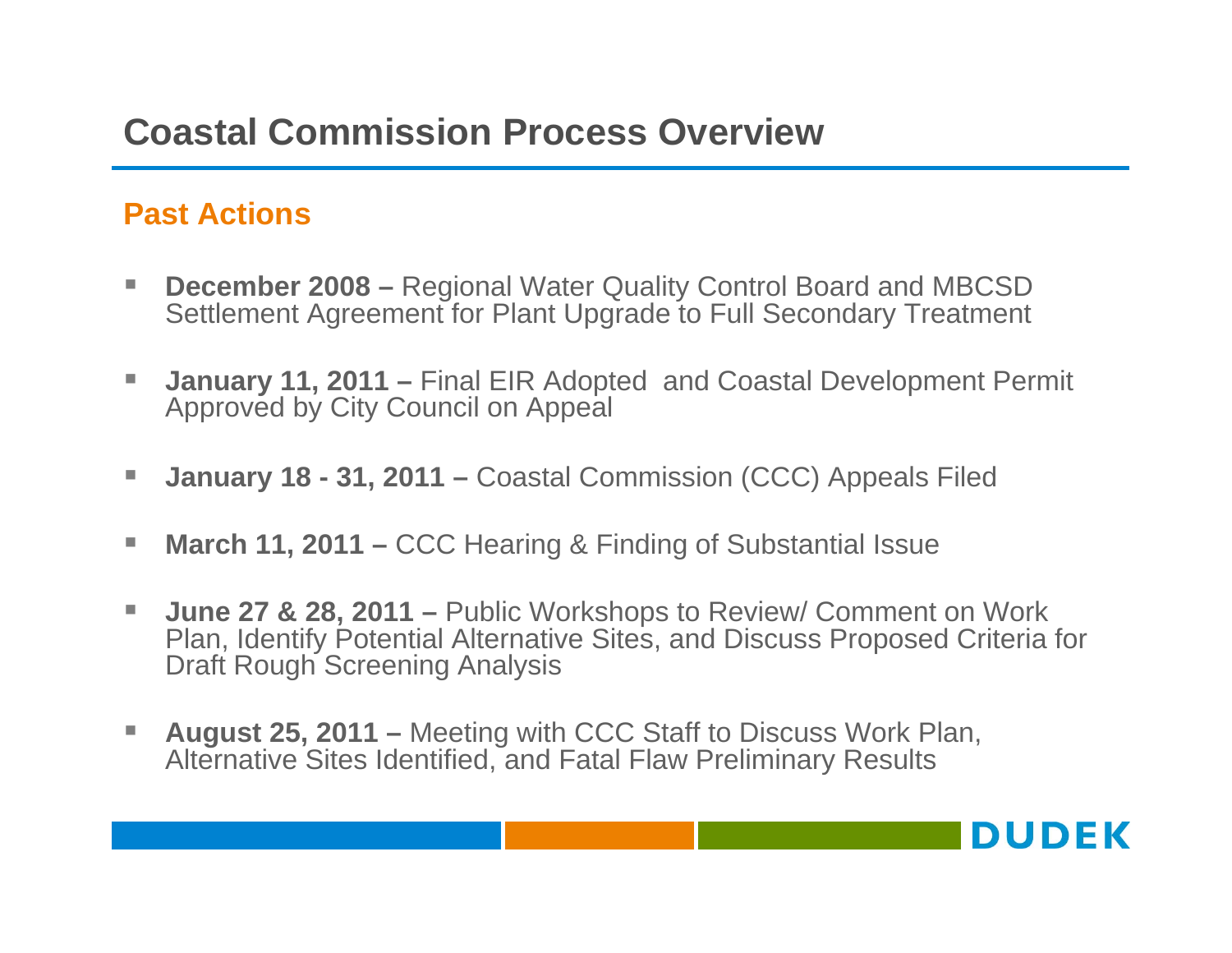# Coastal Commission Process Overview

## Past Actions

- **December 2008 –** Regional Water Quality Control Board and MBCSD Settlement Agreement for Plant Upgrade to Full Secondary Treatment
- **January 11, 2011 –** Final EIR Adopted and Coastal Development Permit Approved by City Council on Appeal
- **January 18 - 31, 2011 –** Coastal Commission (CCC) Appeals Filed
- **March 11, 2011 –** CCC Hearing & Finding of Substantial Issue
- **June 27 & 28, 2011 –** Public Workshops to Review/ Comment on Work Plan, Identify Potential Alternative Sites, and Discuss Proposed Criteria for Draft Rough Screening Analysis
- **August 25, 2011 –** Meeting with CCC Staff to Discuss Work Plan, Alternative Sites Identified, and Fatal Flaw Preliminary Results

DUDEK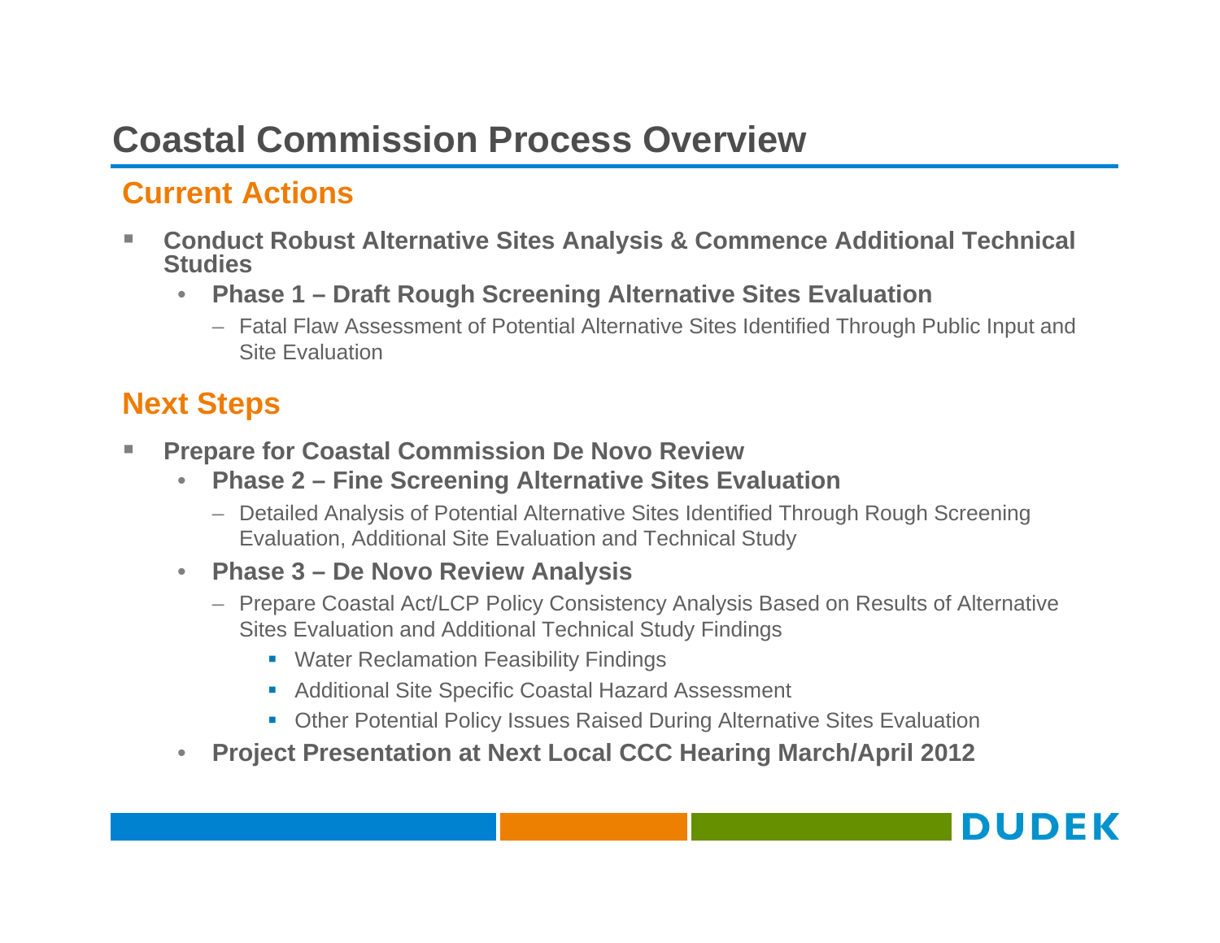# Coastal Commission Process Overview

## Current Actions

- **Conduct Robust Alternative Sites Analysis & Commence Additional Technical Studies**
  - **Phase 1 – Draft Rough Screening Alternative Sites Evaluation**
    - Fatal Flaw Assessment of Potential Alternative Sites Identified Through Public Input and Site Evaluation

## Next Steps

- **Prepare for Coastal Commission De Novo Review**
  - **Phase 2 – Fine Screening Alternative Sites Evaluation**
    - Detailed Analysis of Potential Alternative Sites Identified Through Rough Screening Evaluation, Additional Site Evaluation and Technical Study
  - **Phase 3 – De Novo Review Analysis**
    - Prepare Coastal Act/LCP Policy Consistency Analysis Based on Results of Alternative Sites Evaluation and Additional Technical Study Findings
      - Water Reclamation Feasibility Findings
      - Additional Site Specific Coastal Hazard Assessment
      - Other Potential Policy Issues Raised During Alternative Sites Evaluation
  - **Project Presentation at Next Local CCC Hearing March/April 2012**

DUDEK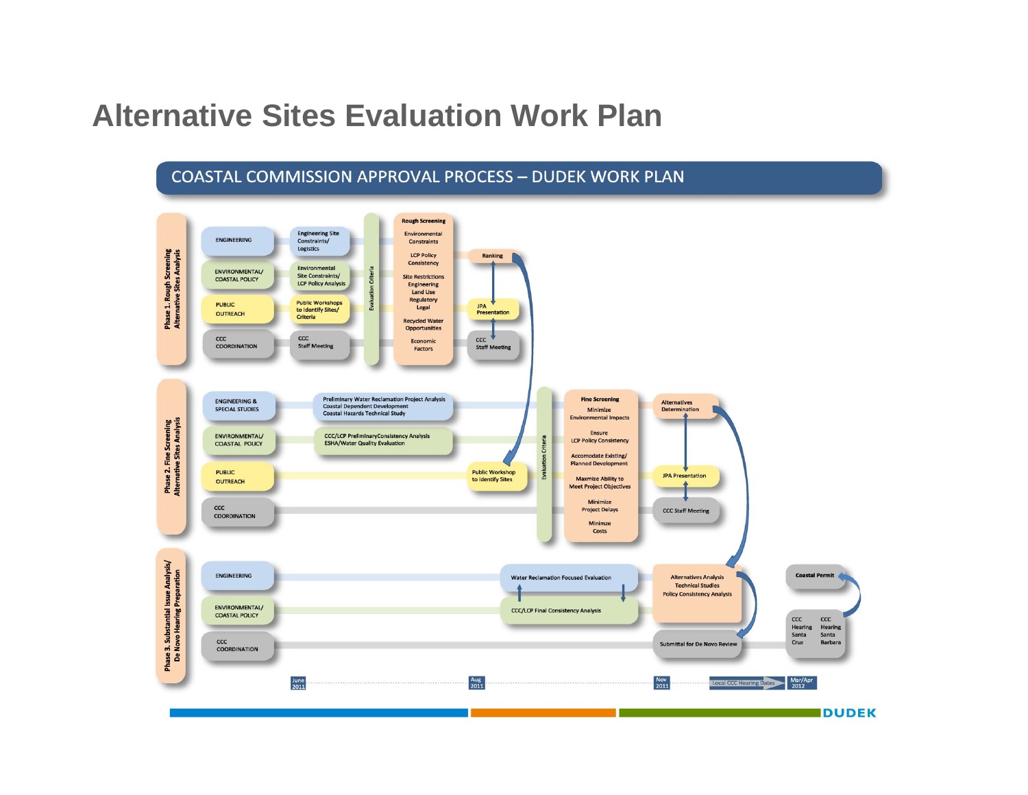# Alternative Sites Evaluation Work Plan

## COASTAL COMMISSION APPROVAL PROCESS – DUDEK WORK PLAN

### Phase 1. Rough Screening Alternative Sites Analysis

- **ENGINEERING** → Engineering Site Constraints/ Logistics
- **ENVIRONMENTAL/ COASTAL POLICY** → Environmental Site Constraints/ LCP Policy Analysis
- **PUBLIC OUTREACH** → Public Workshops to Identify Sites/ Criteria
- **CCC COORDINATION** → CCC Staff Meeting

Evaluation Criteria

**Rough Screening**
- Environmental Constraints
- LCP Policy Consistency
- Site Restrictions: Engineering, Land Use, Regulatory, Legal
- Recycled Water Opportunities
- Economic Factors

Ranking → JPA Presentation → CCC Staff Meeting

### Phase 2. Fine Screening Alternative Sites Analysis

- **ENGINEERING & SPECIAL STUDIES** → Preliminary Water Reclamation Project Analysis; Coastal Dependent Development; Coastal Hazards Technical Study
- **ENVIRONMENTAL/ COASTAL POLICY** → CCC/LCP Preliminary Consistency Analysis; ESHA/Water Quality Evaluation
- **PUBLIC OUTREACH** → Public Workshop to Identify Sites
- **CCC COORDINATION**

Evaluation Criteria

**Fine Screening**
- Minimize Environmental Impacts
- Ensure LCP Policy Consistency
- Accomodate Existing/ Planned Development
- Maxmize Ability to Meet Project Objectives
- Minimize Project Delays
- Minimze Costs

Alternatives Determination → JPA Presentation → CCC Staff Meeting

### Phase 3. Substantial Issue Analysis/ De Novo Hearing Preparation

- **ENGINEERING** → Water Reclamation Focused Evaluation
- **ENVIRONMENTAL/ COASTAL POLICY** → CCC/LCP Final Consistency Analysis
- **CCC COORDINATION** → Submittal for De Novo Review

Alternatives Analysis; Technical Studies; Policy Consistency Analysis

CCC Hearing Santa Cruz; CCC Hearing Santa Barbara → Coastal Permit

Timeline: June 2011 — Aug 2011 — Nov 2011 — Local CCC Hearing Dates — Mar/Apr 2012

DUDEK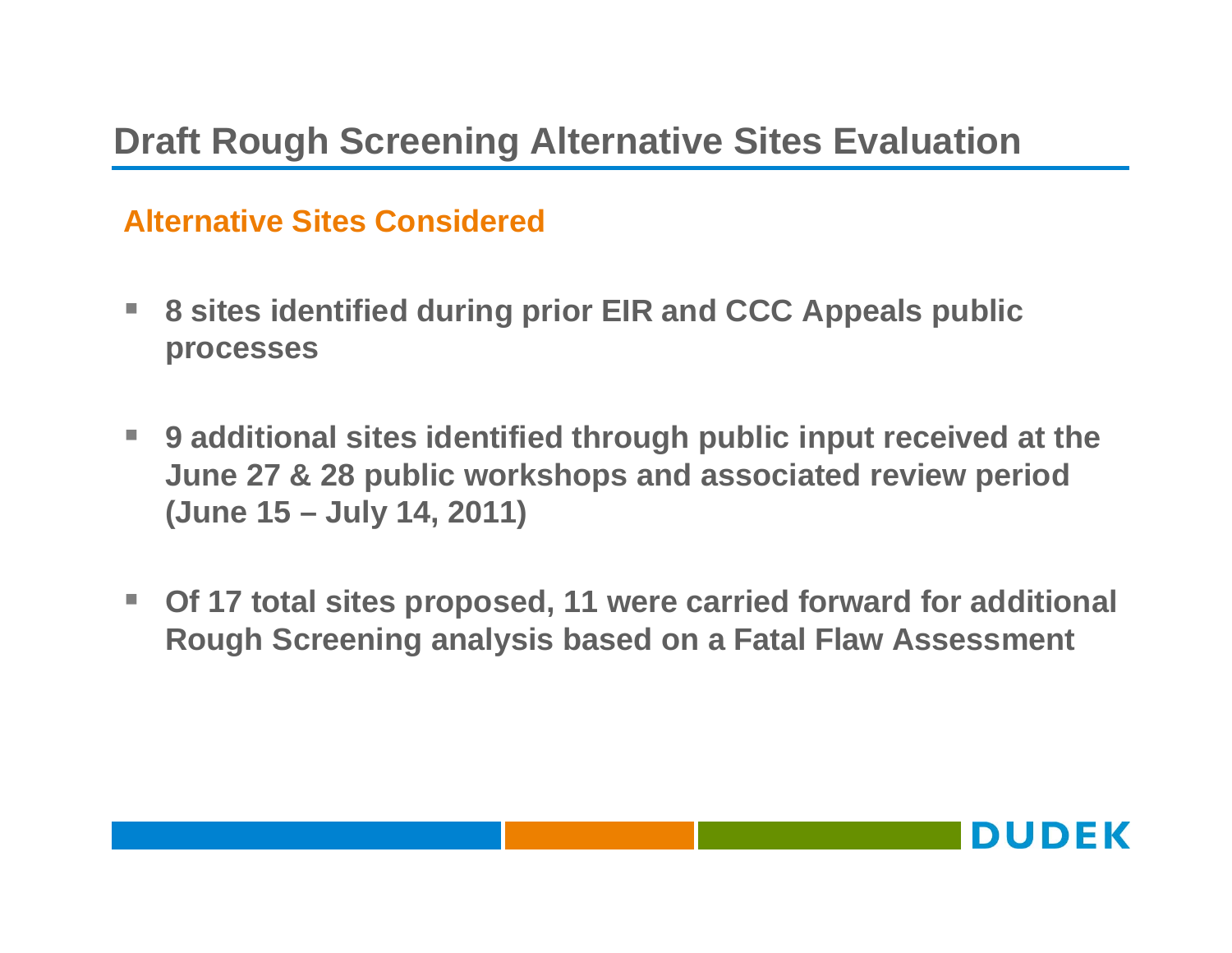# Draft Rough Screening Alternative Sites Evaluation

## Alternative Sites Considered

- **8 sites identified during prior EIR and CCC Appeals public processes**
- **9 additional sites identified through public input received at the June 27 & 28 public workshops and associated review period (June 15 – July 14, 2011)**
- **Of 17 total sites proposed, 11 were carried forward for additional Rough Screening analysis based on a Fatal Flaw Assessment**

DUDEK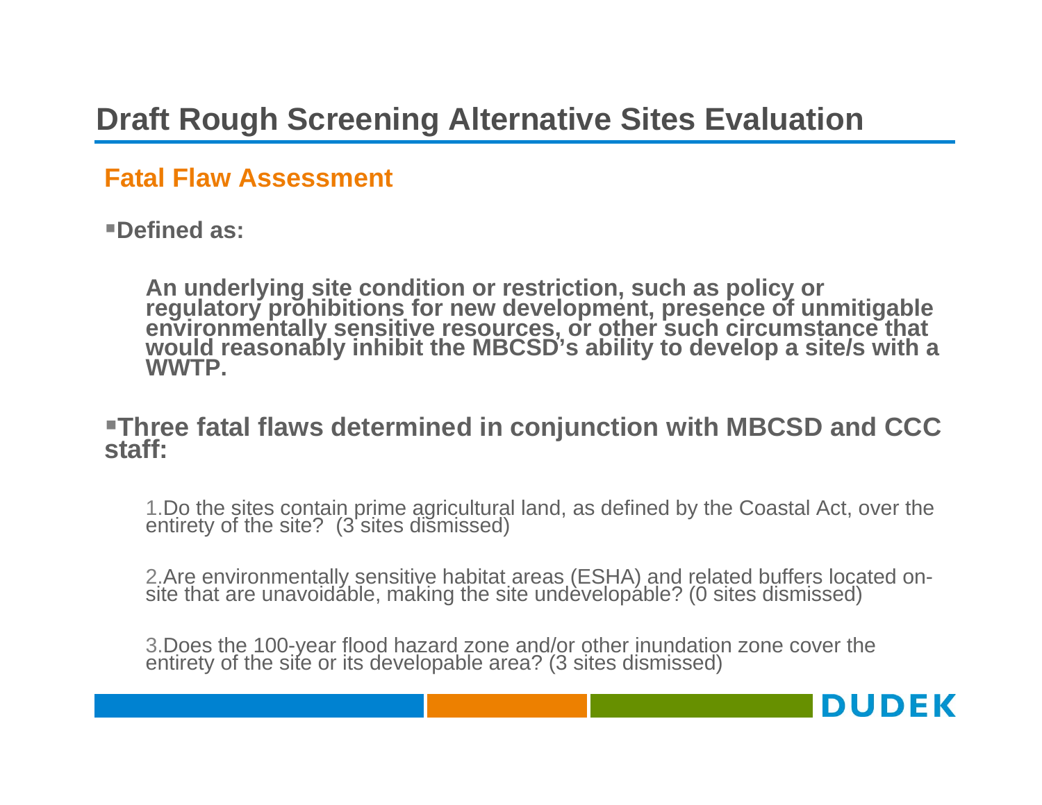# Draft Rough Screening Alternative Sites Evaluation

## Fatal Flaw Assessment

- **Defined as:**

  **An underlying site condition or restriction, such as policy or regulatory prohibitions for new development, presence of unmitigable environmentally sensitive resources, or other such circumstance that would reasonably inhibit the MBCSD's ability to develop a site/s with a WWTP.**

- **Three fatal flaws determined in conjunction with MBCSD and CCC staff:**

  1. Do the sites contain prime agricultural land, as defined by the Coastal Act, over the entirety of the site? (3 sites dismissed)

  2. Are environmentally sensitive habitat areas (ESHA) and related buffers located on-site that are unavoidable, making the site undevelopable? (0 sites dismissed)

  3. Does the 100-year flood hazard zone and/or other inundation zone cover the entirety of the site or its developable area? (3 sites dismissed)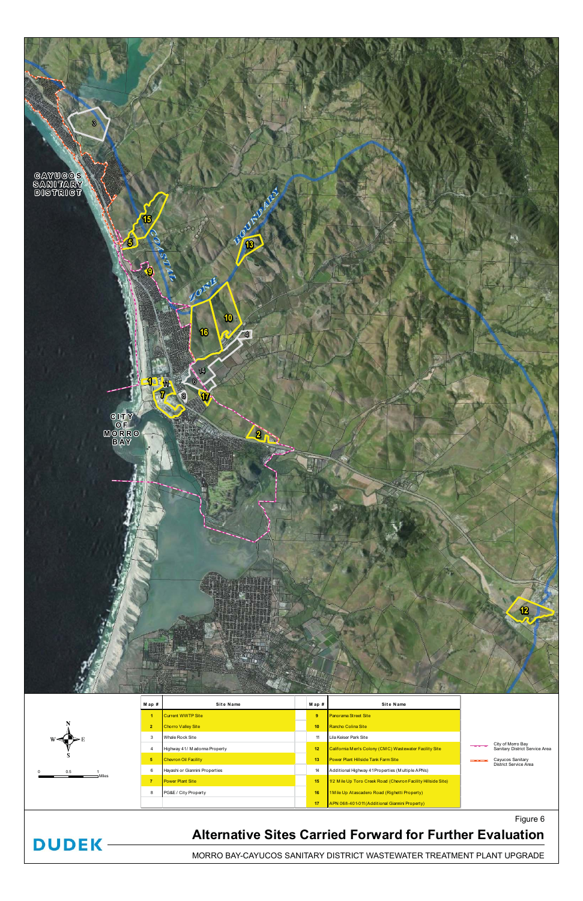| Map # | Site Name | Map # | Site Name |
|---|---|---|---|
| 1 | Current WWTP Site | 9 | Panorama Street Site |
| 2 | Chorro Valley Site | 10 | Rancho Colina Site |
| 3 | Whale Rock Site | 11 | Lila Keiser Park Site |
| 4 | Highway 41/ Madonna Property | 12 | California Men's Colony (CMC) Wastewater Facility Site |
| 5 | Chevron Oil Facility | 13 | Power Plant Hillside Tank Farm Site |
| 6 | Hayashi or Giannini Properties | 14 | Additional Highway 41 Properties (Multiple APNs) |
| 7 | Power Plant Site | 15 | 1/2 Mile Up Toro Creek Road (Chevron Facility Hillside Site) |
| 8 | PG&E / City Property | 16 | 1 Mile Up Atascadero Road (Righetti Property) |
| | | 17 | APN 068-401-011 (Additional Giannini Property) |

City of Morro Bay Sanitary District Service Area

Cayucos Sanitary District Service Area

Figure 6

## Alternative Sites Carried Forward for Further Evaluation

MORRO BAY-CAYUCOS SANITARY DISTRICT WASTEWATER TREATMENT PLANT UPGRADE

DUDEK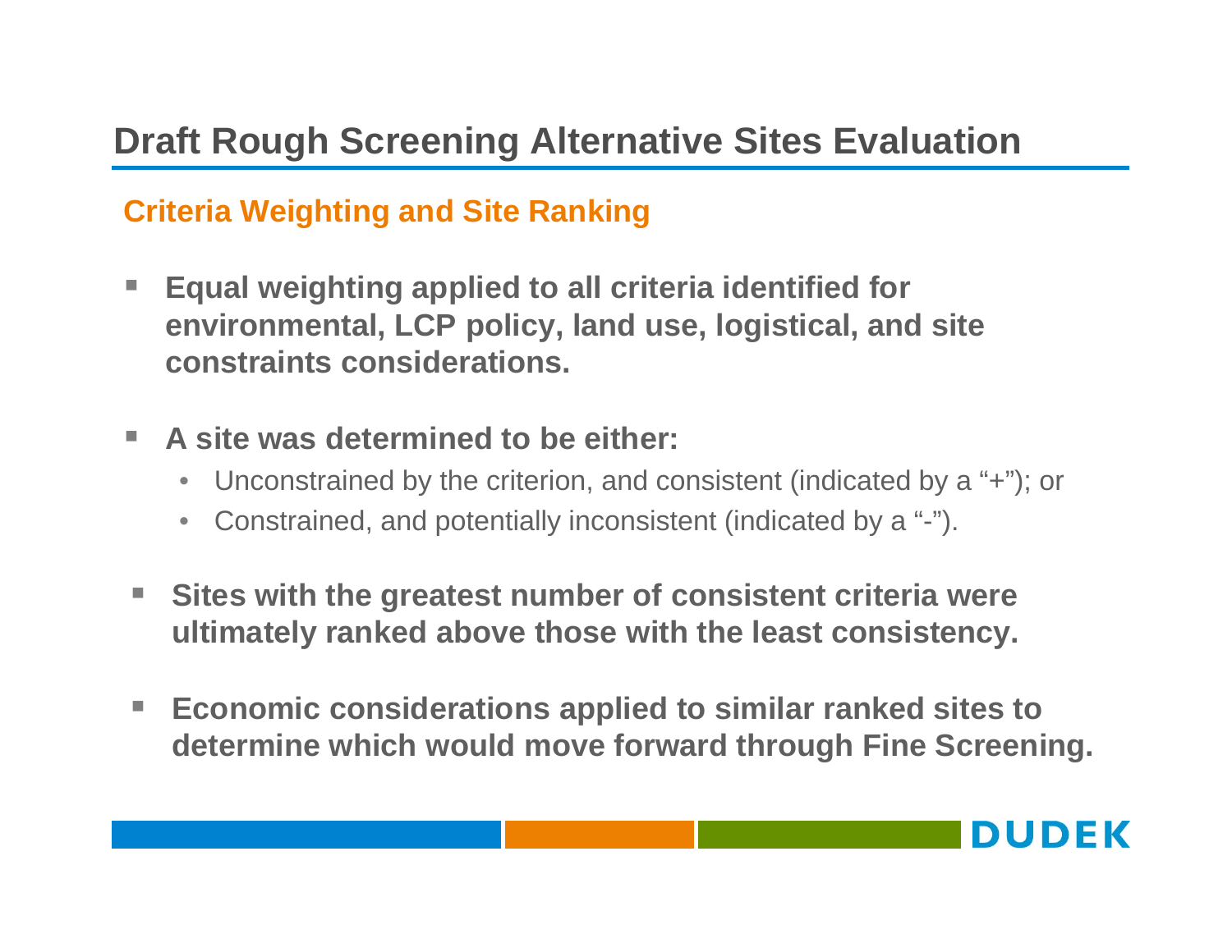# Draft Rough Screening Alternative Sites Evaluation

## Criteria Weighting and Site Ranking

- **Equal weighting applied to all criteria identified for environmental, LCP policy, land use, logistical, and site constraints considerations.**
- **A site was determined to be either:**
  - Unconstrained by the criterion, and consistent (indicated by a "+"); or
  - Constrained, and potentially inconsistent (indicated by a "-").
- **Sites with the greatest number of consistent criteria were ultimately ranked above those with the least consistency.**
- **Economic considerations applied to similar ranked sites to determine which would move forward through Fine Screening.**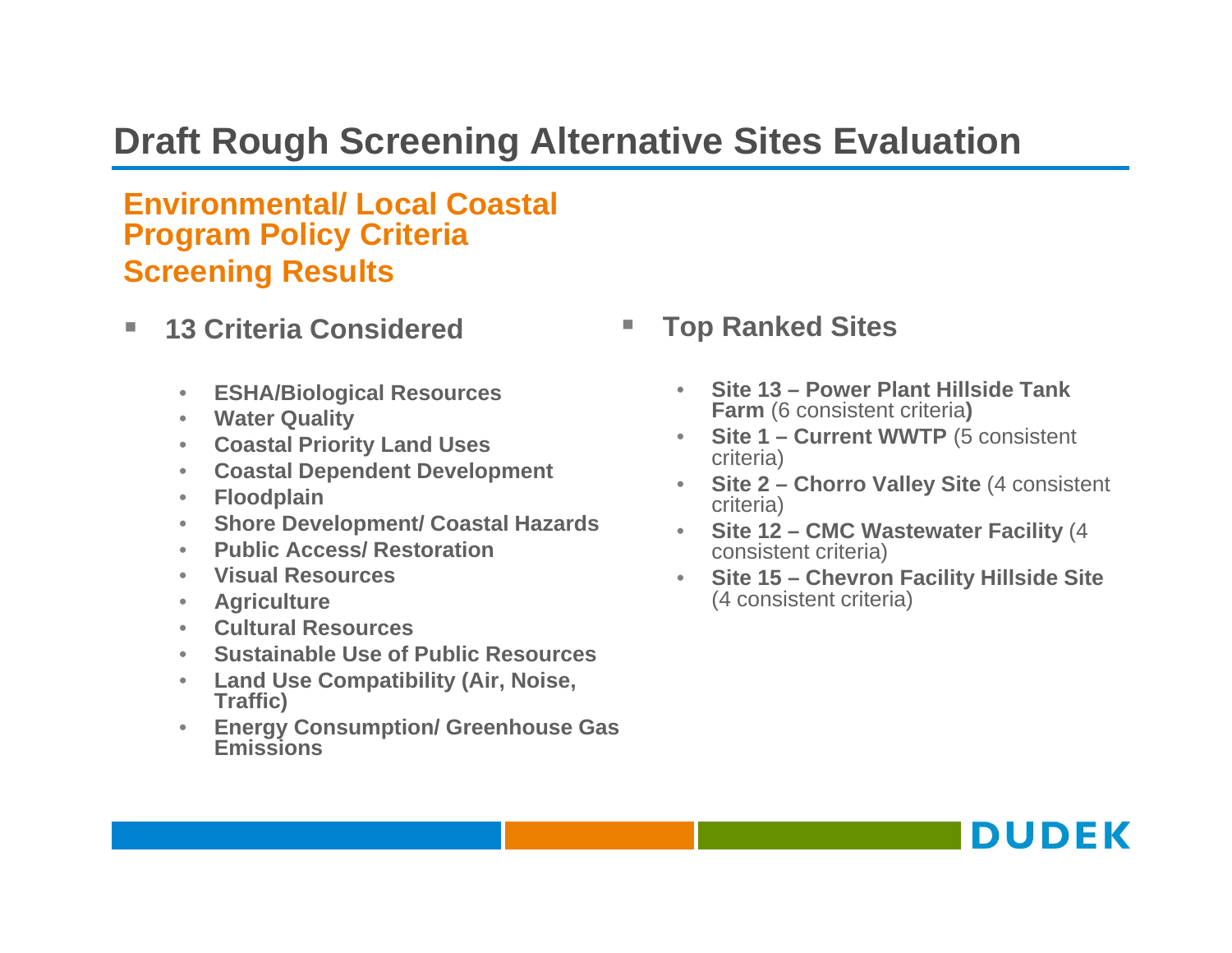# Draft Rough Screening Alternative Sites Evaluation

## Environmental/ Local Coastal Program Policy Criteria

## Screening Results

- **13 Criteria Considered**
  - **ESHA/Biological Resources**
  - **Water Quality**
  - **Coastal Priority Land Uses**
  - **Coastal Dependent Development**
  - **Floodplain**
  - **Shore Development/ Coastal Hazards**
  - **Public Access/ Restoration**
  - **Visual Resources**
  - **Agriculture**
  - **Cultural Resources**
  - **Sustainable Use of Public Resources**
  - **Land Use Compatibility (Air, Noise, Traffic)**
  - **Energy Consumption/ Greenhouse Gas Emissions**

- **Top Ranked Sites**
  - **Site 13 – Power Plant Hillside Tank Farm** (6 consistent criteria**)**
  - **Site 1 – Current WWTP** (5 consistent criteria)
  - **Site 2 – Chorro Valley Site** (4 consistent criteria)
  - **Site 12 – CMC Wastewater Facility** (4 consistent criteria)
  - **Site 15 – Chevron Facility Hillside Site** (4 consistent criteria)

DUDEK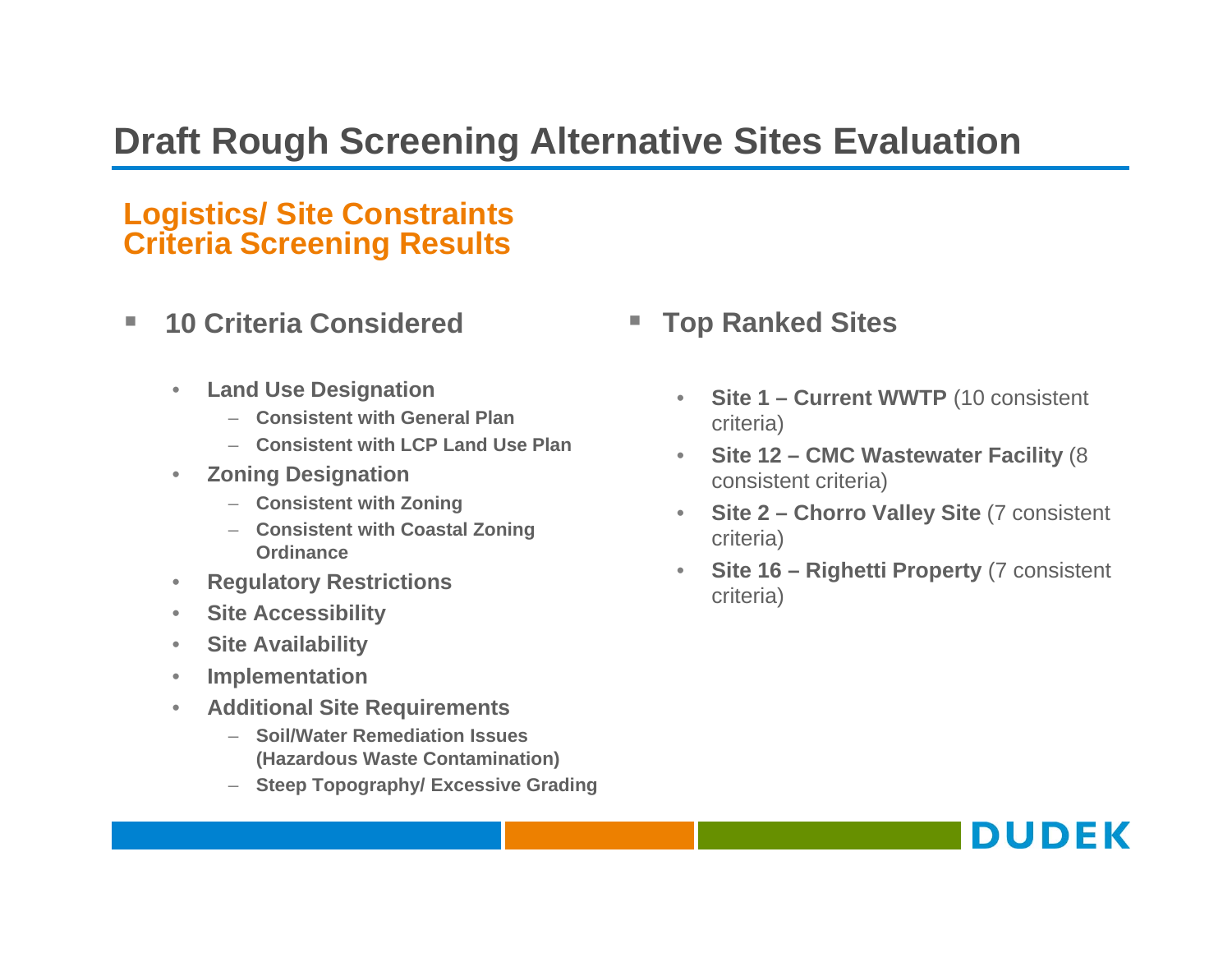# Draft Rough Screening Alternative Sites Evaluation

## Logistics/ Site Constraints Criteria Screening Results

- **10 Criteria Considered**
  - **Land Use Designation**
    - **Consistent with General Plan**
    - **Consistent with LCP Land Use Plan**
  - **Zoning Designation**
    - **Consistent with Zoning**
    - **Consistent with Coastal Zoning Ordinance**
  - **Regulatory Restrictions**
  - **Site Accessibility**
  - **Site Availability**
  - **Implementation**
  - **Additional Site Requirements**
    - **Soil/Water Remediation Issues (Hazardous Waste Contamination)**
    - **Steep Topography/ Excessive Grading**

- **Top Ranked Sites**
  - **Site 1 – Current WWTP** (10 consistent criteria)
  - **Site 12 – CMC Wastewater Facility** (8 consistent criteria)
  - **Site 2 – Chorro Valley Site** (7 consistent criteria)
  - **Site 16 – Righetti Property** (7 consistent criteria)

DUDEK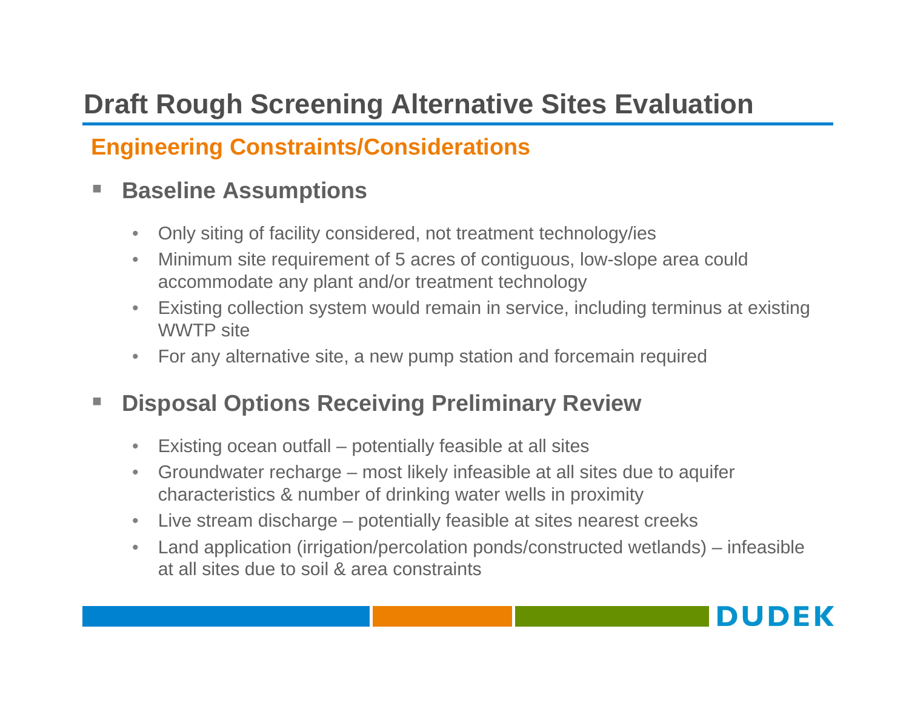# Draft Rough Screening Alternative Sites Evaluation

## Engineering Constraints/Considerations

- **Baseline Assumptions**
  - Only siting of facility considered, not treatment technology/ies
  - Minimum site requirement of 5 acres of contiguous, low-slope area could accommodate any plant and/or treatment technology
  - Existing collection system would remain in service, including terminus at existing WWTP site
  - For any alternative site, a new pump station and forcemain required

- **Disposal Options Receiving Preliminary Review**
  - Existing ocean outfall – potentially feasible at all sites
  - Groundwater recharge – most likely infeasible at all sites due to aquifer characteristics & number of drinking water wells in proximity
  - Live stream discharge – potentially feasible at sites nearest creeks
  - Land application (irrigation/percolation ponds/constructed wetlands) – infeasible at all sites due to soil & area constraints

DUDEK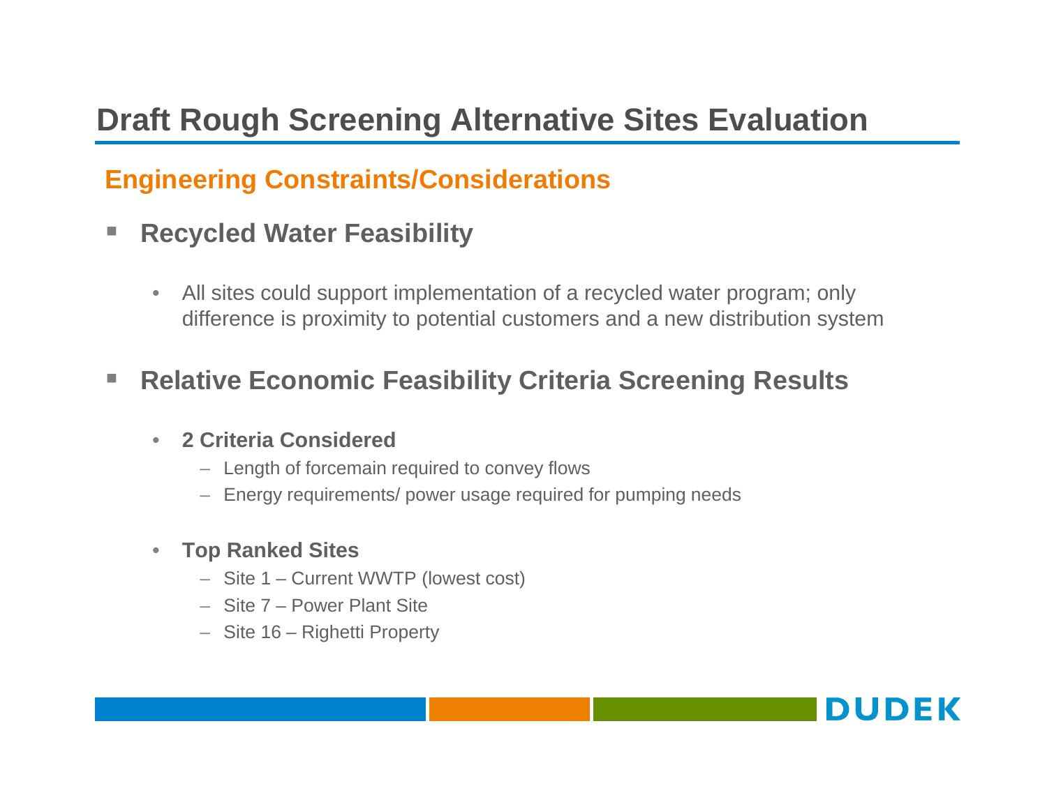# Draft Rough Screening Alternative Sites Evaluation

## Engineering Constraints/Considerations

- **Recycled Water Feasibility**
  - All sites could support implementation of a recycled water program; only difference is proximity to potential customers and a new distribution system

- **Relative Economic Feasibility Criteria Screening Results**
  - **2 Criteria Considered**
    - Length of forcemain required to convey flows
    - Energy requirements/ power usage required for pumping needs
  - **Top Ranked Sites**
    - Site 1 – Current WWTP (lowest cost)
    - Site 7 – Power Plant Site
    - Site 16 – Righetti Property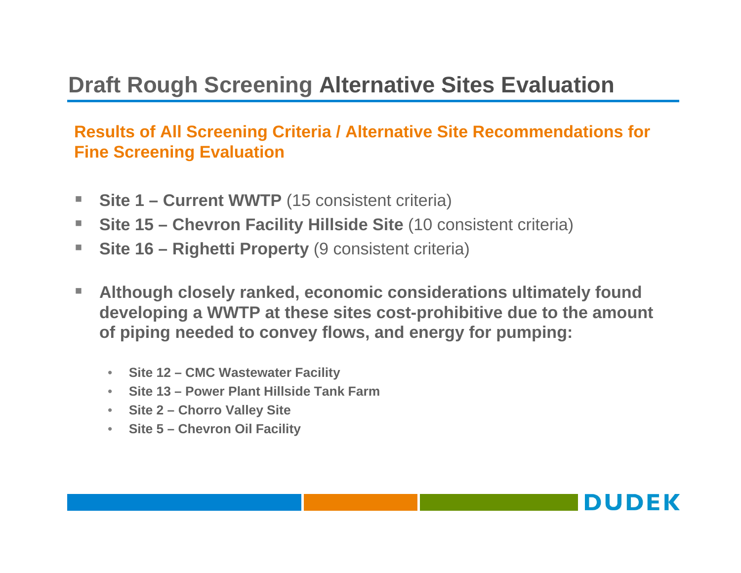# Draft Rough Screening Alternative Sites Evaluation

## Results of All Screening Criteria / Alternative Site Recommendations for Fine Screening Evaluation

- **Site 1 – Current WWTP** (15 consistent criteria)
- **Site 15 – Chevron Facility Hillside Site** (10 consistent criteria)
- **Site 16 – Righetti Property** (9 consistent criteria)

- **Although closely ranked, economic considerations ultimately found developing a WWTP at these sites cost-prohibitive due to the amount of piping needed to convey flows, and energy for pumping:**
  - **Site 12 – CMC Wastewater Facility**
  - **Site 13 – Power Plant Hillside Tank Farm**
  - **Site 2 – Chorro Valley Site**
  - **Site 5 – Chevron Oil Facility**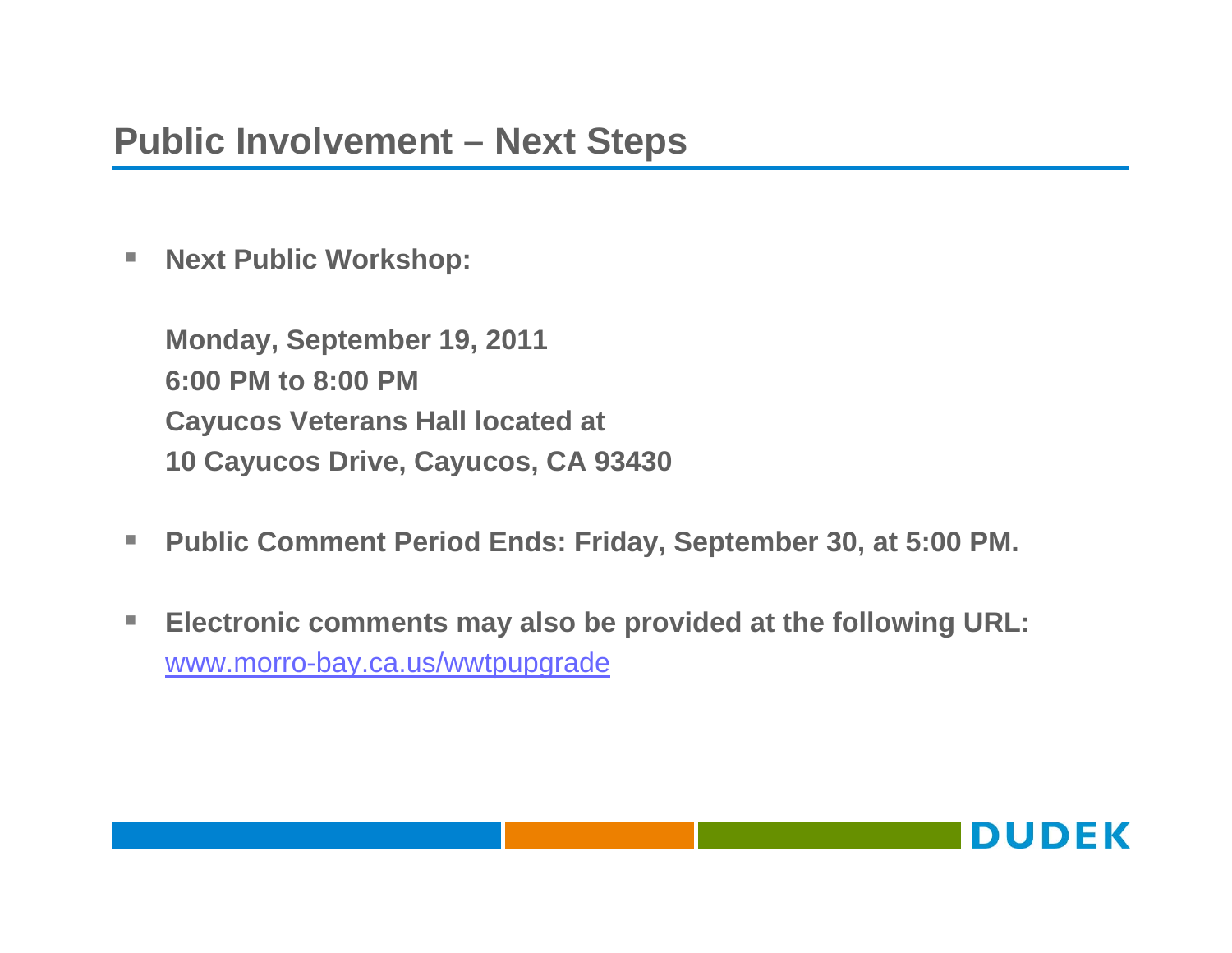## Public Involvement – Next Steps

- **Next Public Workshop:**

  **Monday, September 19, 2011**
  **6:00 PM to 8:00 PM**
  **Cayucos Veterans Hall located at**
  **10 Cayucos Drive, Cayucos, CA 93430**

- **Public Comment Period Ends: Friday, September 30, at 5:00 PM.**

- **Electronic comments may also be provided at the following URL:**
  www.morro-bay.ca.us/wwtpupgrade

DUDEK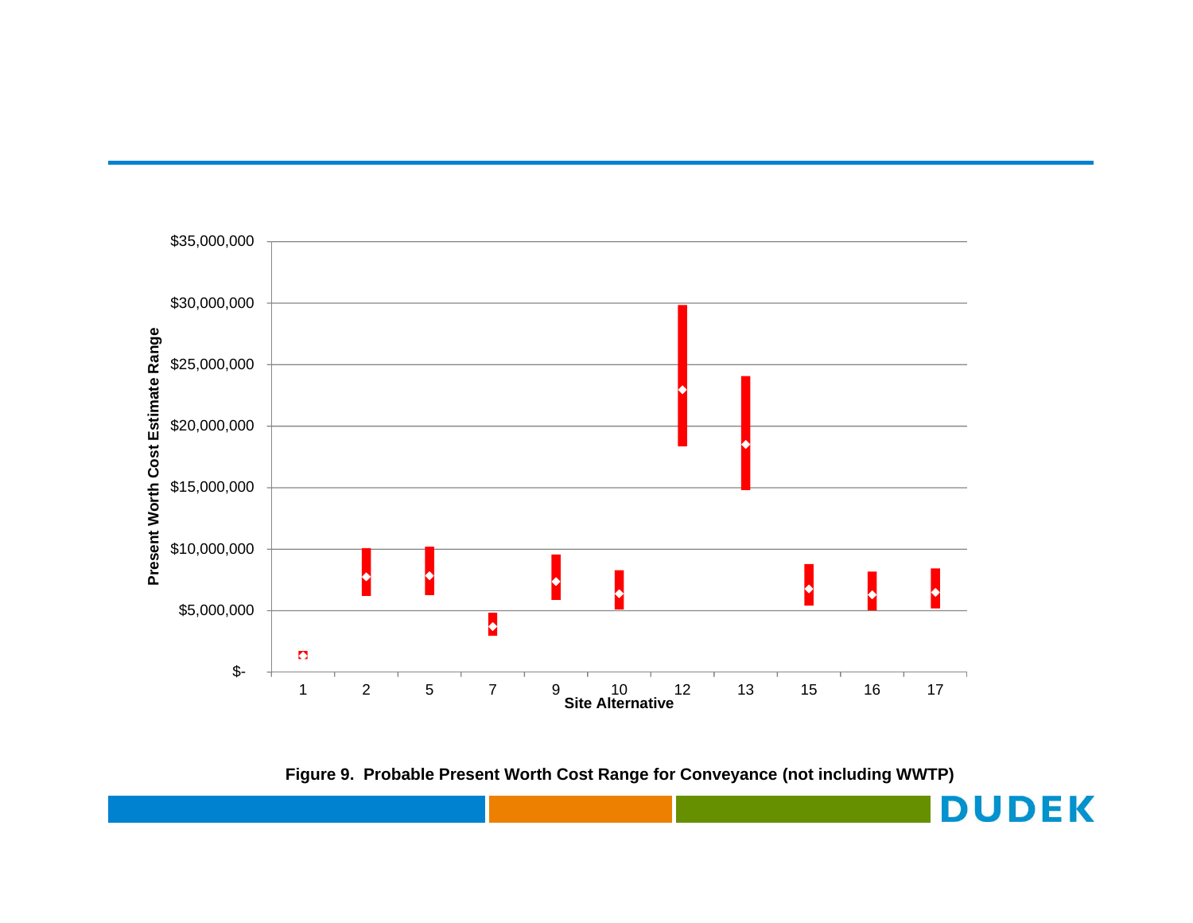Present Worth Cost Estimate Range

$35,000,000
$30,000,000
$25,000,000
$20,000,000
$15,000,000
$10,000,000
$5,000,000
$-

1
2
5
7
9
10
12
13
15
16
17

Site Alternative

**Figure 9. Probable Present Worth Cost Range for Conveyance (not including WWTP)**

DUDEK